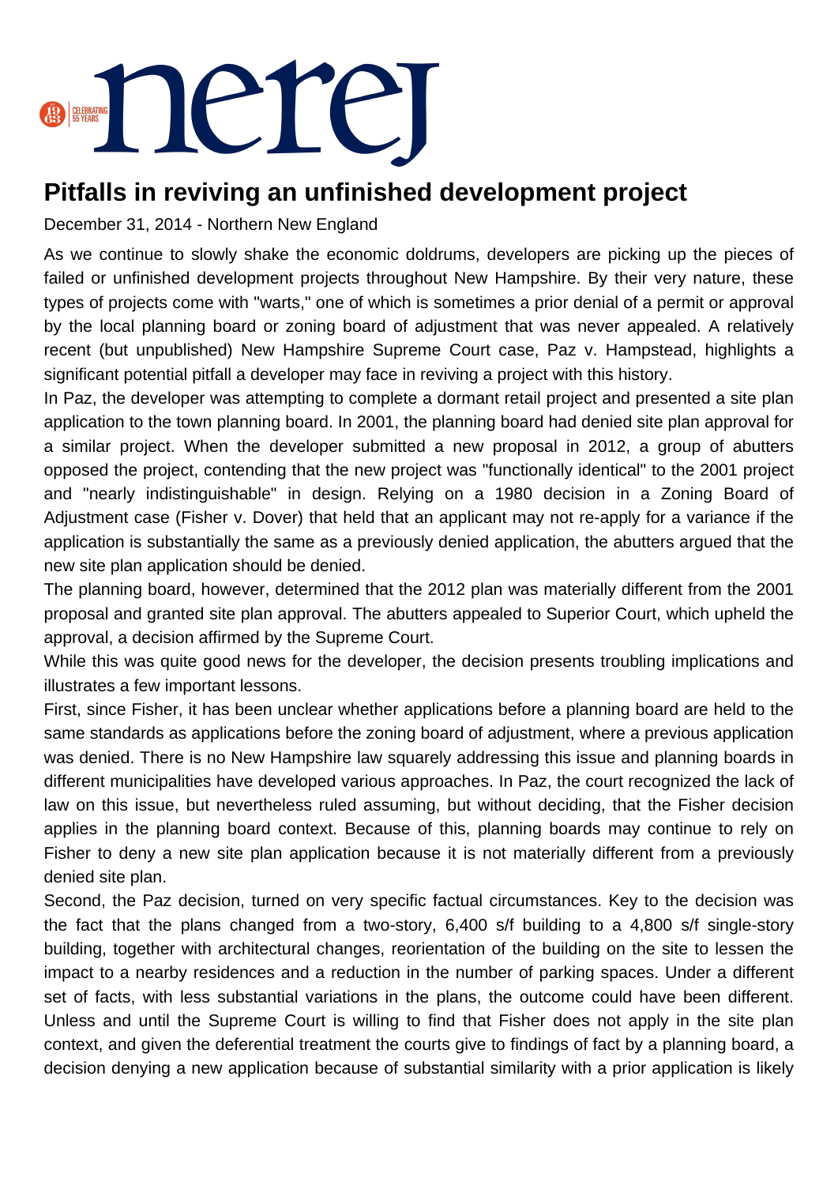# Pitfalls in reviving an unfinished development project

December 31, 2014 - Northern New England

As we continue to slowly shake the economic doldrums, developers are picking up the pieces of failed or unfinished development projects throughout New Hampshire. By their very nature, these types of projects come with "warts," one of which is sometimes a prior denial of a permit or approval by the local planning board or zoning board of adjustment that was never appealed. A relatively recent (but unpublished) New Hampshire Supreme Court case, Paz v. Hampstead, highlights a significant potential pitfall a developer may face in reviving a project with this history.

In Paz, the developer was attempting to complete a dormant retail project and presented a site plan application to the town planning board. In 2001, the planning board had denied site plan approval for a similar project. When the developer submitted a new proposal in 2012, a group of abutters opposed the project, contending that the new project was "functionally identical" to the 2001 project and "nearly indistinguishable" in design. Relying on a 1980 decision in a Zoning Board of Adjustment case (Fisher v. Dover) that held that an applicant may not re-apply for a variance if the application is substantially the same as a previously denied application, the abutters argued that the new site plan application should be denied.

The planning board, however, determined that the 2012 plan was materially different from the 2001 proposal and granted site plan approval. The abutters appealed to Superior Court, which upheld the approval, a decision affirmed by the Supreme Court.

While this was quite good news for the developer, the decision presents troubling implications and illustrates a few important lessons.

First, since Fisher, it has been unclear whether applications before a planning board are held to the same standards as applications before the zoning board of adjustment, where a previous application was denied. There is no New Hampshire law squarely addressing this issue and planning boards in different municipalities have developed various approaches. In Paz, the court recognized the lack of law on this issue, but nevertheless ruled assuming, but without deciding, that the Fisher decision applies in the planning board context. Because of this, planning boards may continue to rely on Fisher to deny a new site plan application because it is not materially different from a previously denied site plan.

Second, the Paz decision, turned on very specific factual circumstances. Key to the decision was the fact that the plans changed from a two-story, 6,400 s/f building to a 4,800 s/f single-story building, together with architectural changes, reorientation of the building on the site to lessen the impact to a nearby residences and a reduction in the number of parking spaces. Under a different set of facts, with less substantial variations in the plans, the outcome could have been different. Unless and until the Supreme Court is willing to find that Fisher does not apply in the site plan context, and given the deferential treatment the courts give to findings of fact by a planning board, a decision denying a new application because of substantial similarity with a prior application is likely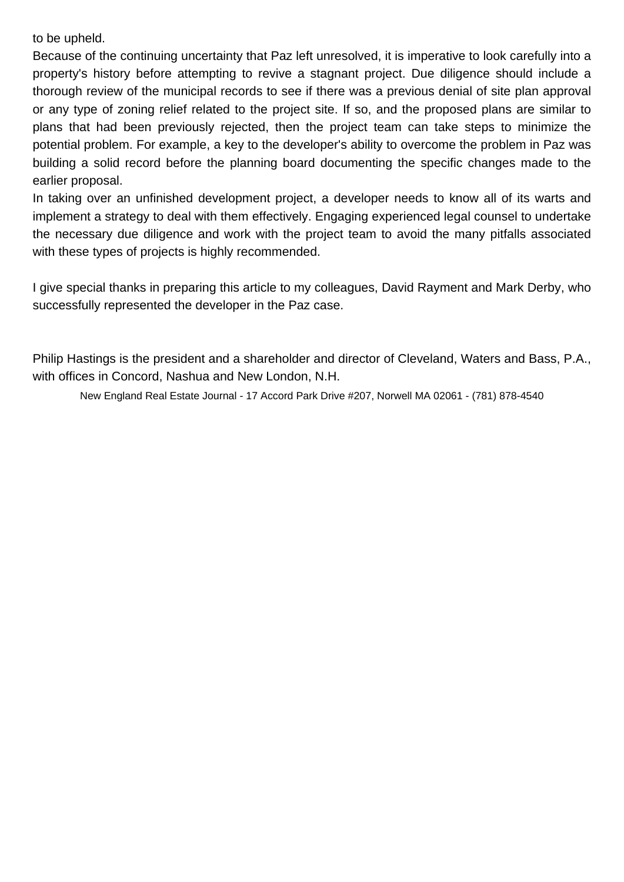to be upheld.

Because of the continuing uncertainty that Paz left unresolved, it is imperative to look carefully into a property's history before attempting to revive a stagnant project. Due diligence should include a thorough review of the municipal records to see if there was a previous denial of site plan approval or any type of zoning relief related to the project site. If so, and the proposed plans are similar to plans that had been previously rejected, then the project team can take steps to minimize the potential problem. For example, a key to the developer's ability to overcome the problem in Paz was building a solid record before the planning board documenting the specific changes made to the earlier proposal.

In taking over an unfinished development project, a developer needs to know all of its warts and implement a strategy to deal with them effectively. Engaging experienced legal counsel to undertake the necessary due diligence and work with the project team to avoid the many pitfalls associated with these types of projects is highly recommended.

I give special thanks in preparing this article to my colleagues, David Rayment and Mark Derby, who successfully represented the developer in the Paz case.

Philip Hastings is the president and a shareholder and director of Cleveland, Waters and Bass, P.A., with offices in Concord, Nashua and New London, N.H.